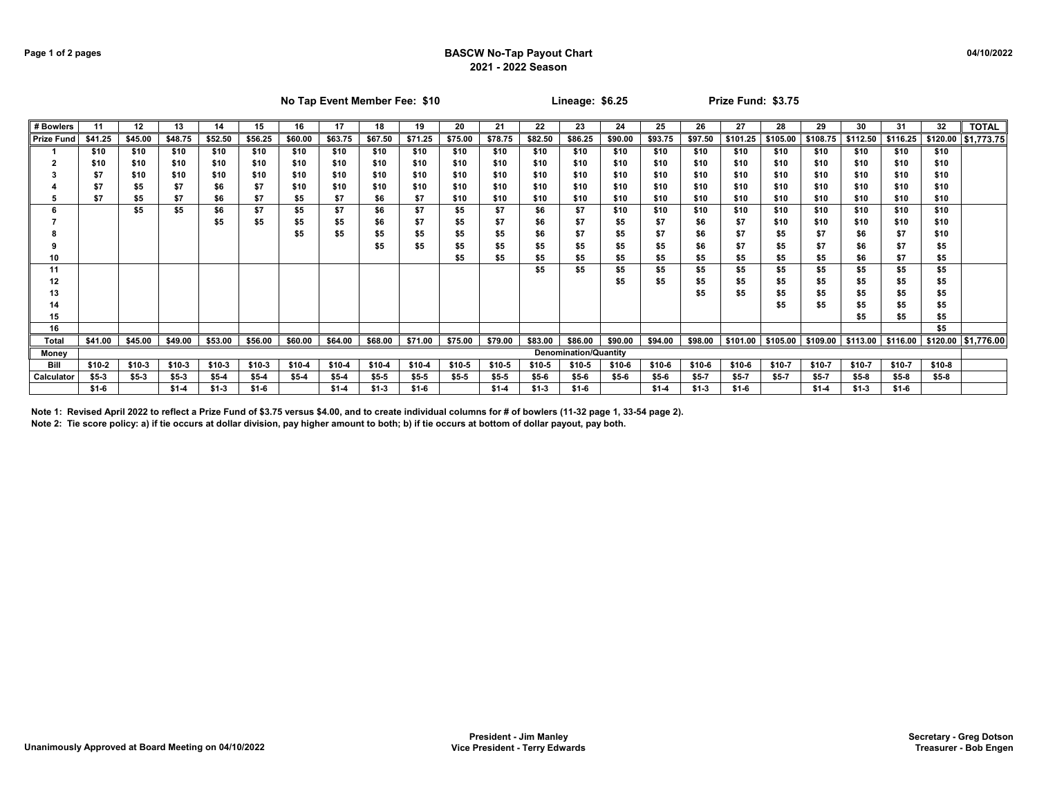# BASCW No-Tap Payout Chart
## 2021 - 2022 Season

04/10/2022

**No Tap Event Member Fee: $10** **Lineage: $6.25** **Prize Fund: $3.75**

| # Bowlers | 11 | 12 | 13 | 14 | 15 | 16 | 17 | 18 | 19 | 20 | 21 | 22 | 23 | 24 | 25 | 26 | 27 | 28 | 29 | 30 | 31 | 32 | TOTAL |
|---|---|---|---|---|---|---|---|---|---|---|---|---|---|---|---|---|---|---|---|---|---|---|---|
| Prize Fund | $41.25 | $45.00 | $48.75 | $52.50 | $56.25 | $60.00 | $63.75 | $67.50 | $71.25 | $75.00 | $78.75 | $82.50 | $86.25 | $90.00 | $93.75 | $97.50 | $101.25 | $105.00 | $108.75 | $112.50 | $116.25 | $120.00 | $1,773.75 |
| 1 | $10 | $10 | $10 | $10 | $10 | $10 | $10 | $10 | $10 | $10 | $10 | $10 | $10 | $10 | $10 | $10 | $10 | $10 | $10 | $10 | $10 | $10 | |
| 2 | $10 | $10 | $10 | $10 | $10 | $10 | $10 | $10 | $10 | $10 | $10 | $10 | $10 | $10 | $10 | $10 | $10 | $10 | $10 | $10 | $10 | $10 | |
| 3 | $7 | $10 | $10 | $10 | $10 | $10 | $10 | $10 | $10 | $10 | $10 | $10 | $10 | $10 | $10 | $10 | $10 | $10 | $10 | $10 | $10 | $10 | |
| 4 | $7 | $5 | $7 | $6 | $7 | $10 | $10 | $10 | $10 | $10 | $10 | $10 | $10 | $10 | $10 | $10 | $10 | $10 | $10 | $10 | $10 | $10 | |
| 5 | $7 | $5 | $7 | $6 | $7 | $5 | $7 | $6 | $7 | $10 | $10 | $10 | $10 | $10 | $10 | $10 | $10 | $10 | $10 | $10 | $10 | $10 | |
| 6 | | $5 | $5 | $6 | $7 | $5 | $7 | $6 | $7 | $5 | $7 | $6 | $7 | $10 | $10 | $10 | $10 | $10 | $10 | $10 | $10 | $10 | |
| 7 | | | | $5 | $5 | $5 | $5 | $6 | $7 | $5 | $7 | $6 | $7 | $5 | $7 | $6 | $7 | $10 | $10 | $10 | $10 | $10 | |
| 8 | | | | | | $5 | $5 | $5 | $5 | $5 | $5 | $6 | $7 | $5 | $7 | $6 | $7 | $5 | $7 | $6 | $7 | $10 | |
| 9 | | | | | | | | $5 | $5 | $5 | $5 | $5 | $5 | $5 | $5 | $6 | $7 | $5 | $7 | $6 | $7 | $5 | |
| 10 | | | | | | | | | | $5 | $5 | $5 | $5 | $5 | $5 | $5 | $5 | $5 | $5 | $6 | $7 | $5 | |
| 11 | | | | | | | | | | | | $5 | $5 | $5 | $5 | $5 | $5 | $5 | $5 | $5 | $5 | $5 | |
| 12 | | | | | | | | | | | | | | $5 | $5 | $5 | $5 | $5 | $5 | $5 | $5 | $5 | |
| 13 | | | | | | | | | | | | | | | | $5 | $5 | $5 | $5 | $5 | $5 | $5 | |
| 14 | | | | | | | | | | | | | | | | | | $5 | $5 | $5 | $5 | $5 | |
| 15 | | | | | | | | | | | | | | | | | | | | $5 | $5 | $5 | |
| 16 | | | | | | | | | | | | | | | | | | | | | | $5 | |
| Total | $41.00 | $45.00 | $49.00 | $53.00 | $56.00 | $60.00 | $64.00 | $68.00 | $71.00 | $75.00 | $79.00 | $83.00 | $86.00 | $90.00 | $94.00 | $98.00 | $101.00 | $105.00 | $109.00 | $113.00 | $116.00 | $120.00 | $1,776.00 |
| Money | Denomination/Quantity | | | | | | | | | | | | | | | | | | | | | | |
| Bill | $10-2 | $10-3 | $10-3 | $10-3 | $10-3 | $10-4 | $10-4 | $10-4 | $10-4 | $10-5 | $10-5 | $10-5 | $10-5 | $10-6 | $10-6 | $10-6 | $10-6 | $10-7 | $10-7 | $10-7 | $10-7 | $10-8 | |
| Calculator | $5-3 | $5-3 | $5-3 | $5-4 | $5-4 | $5-4 | $5-4 | $5-5 | $5-5 | $5-5 | $5-5 | $5-6 | $5-6 | $5-6 | $5-6 | $5-7 | $5-7 | $5-7 | $5-7 | $5-8 | $5-8 | $5-8 | |
| | $1-6 | | $1-4 | $1-3 | $1-6 | | $1-4 | $1-3 | $1-6 | | $1-4 | $1-3 | $1-6 | | $1-4 | $1-3 | $1-6 | | $1-4 | $1-3 | $1-6 | | |

**Note 1: Revised April 2022 to reflect a Prize Fund of $3.75 versus $4.00, and to create individual columns for # of bowlers (11-32 page 1, 33-54 page 2).**

**Note 2: Tie score policy: a) if tie occurs at dollar division, pay higher amount to both; b) if tie occurs at bottom of dollar payout, pay both.**

**Unanimously Approved at Board Meeting on 04/10/2022**

**President - Jim Manley**
**Vice President - Terry Edwards**

**Secretary - Greg Dotson**
**Treasurer - Bob Engen**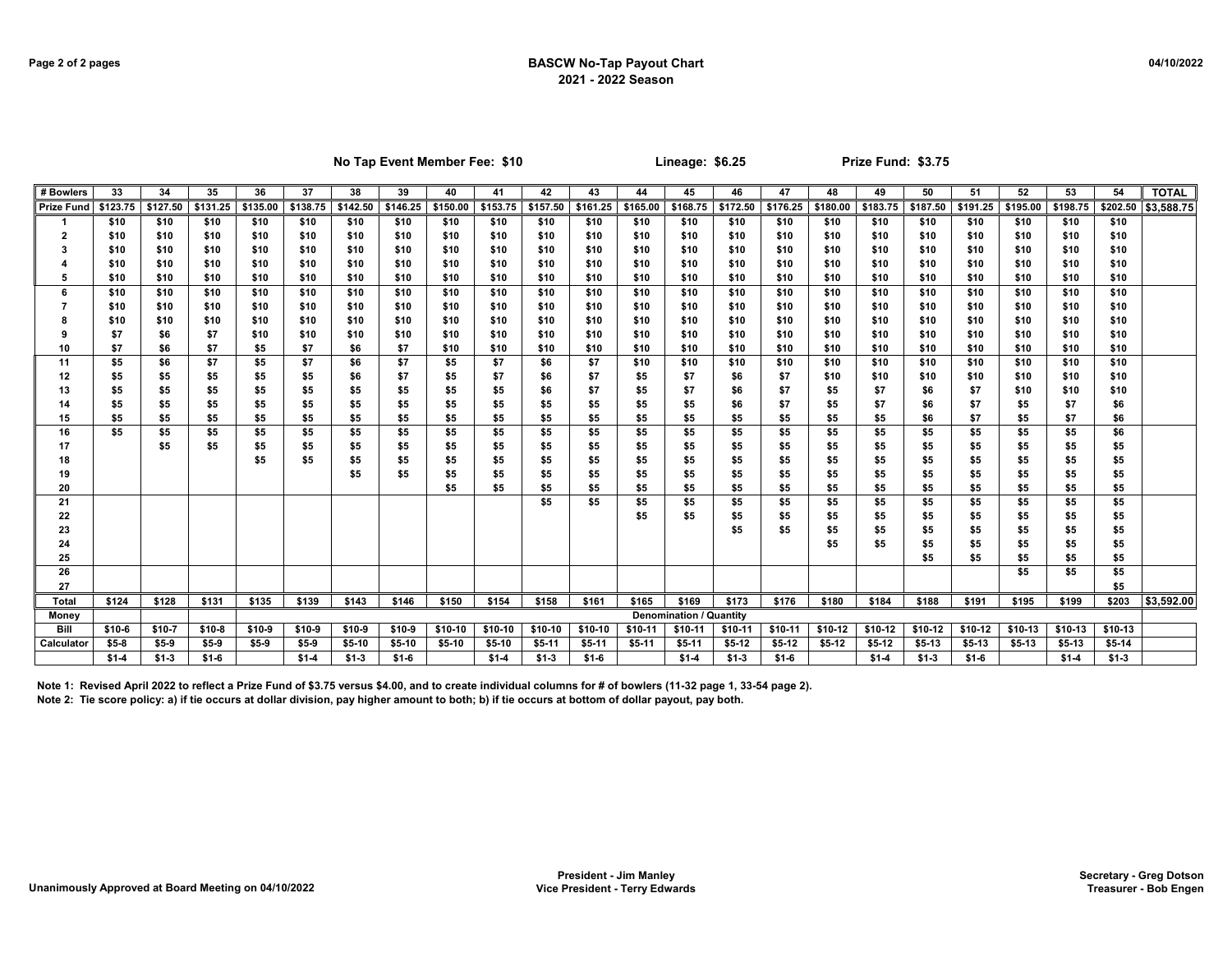# BASCW No-Tap Payout Chart
## 2021 - 2022 Season

04/10/2022

**No Tap Event Member Fee: $10** **Lineage: $6.25** **Prize Fund: $3.75**

| # Bowlers | 33 | 34 | 35 | 36 | 37 | 38 | 39 | 40 | 41 | 42 | 43 | 44 | 45 | 46 | 47 | 48 | 49 | 50 | 51 | 52 | 53 | 54 | TOTAL |
|---|---|---|---|---|---|---|---|---|---|---|---|---|---|---|---|---|---|---|---|---|---|---|---|
| Prize Fund | $123.75 | $127.50 | $131.25 | $135.00 | $138.75 | $142.50 | $146.25 | $150.00 | $153.75 | $157.50 | $161.25 | $165.00 | $168.75 | $172.50 | $176.25 | $180.00 | $183.75 | $187.50 | $191.25 | $195.00 | $198.75 | $202.50 | $3,588.75 |
| 1 | $10 | $10 | $10 | $10 | $10 | $10 | $10 | $10 | $10 | $10 | $10 | $10 | $10 | $10 | $10 | $10 | $10 | $10 | $10 | $10 | $10 | $10 | |
| 2 | $10 | $10 | $10 | $10 | $10 | $10 | $10 | $10 | $10 | $10 | $10 | $10 | $10 | $10 | $10 | $10 | $10 | $10 | $10 | $10 | $10 | $10 | |
| 3 | $10 | $10 | $10 | $10 | $10 | $10 | $10 | $10 | $10 | $10 | $10 | $10 | $10 | $10 | $10 | $10 | $10 | $10 | $10 | $10 | $10 | $10 | |
| 4 | $10 | $10 | $10 | $10 | $10 | $10 | $10 | $10 | $10 | $10 | $10 | $10 | $10 | $10 | $10 | $10 | $10 | $10 | $10 | $10 | $10 | $10 | |
| 5 | $10 | $10 | $10 | $10 | $10 | $10 | $10 | $10 | $10 | $10 | $10 | $10 | $10 | $10 | $10 | $10 | $10 | $10 | $10 | $10 | $10 | $10 | |
| 6 | $10 | $10 | $10 | $10 | $10 | $10 | $10 | $10 | $10 | $10 | $10 | $10 | $10 | $10 | $10 | $10 | $10 | $10 | $10 | $10 | $10 | $10 | |
| 7 | $10 | $10 | $10 | $10 | $10 | $10 | $10 | $10 | $10 | $10 | $10 | $10 | $10 | $10 | $10 | $10 | $10 | $10 | $10 | $10 | $10 | $10 | |
| 8 | $10 | $10 | $10 | $10 | $10 | $10 | $10 | $10 | $10 | $10 | $10 | $10 | $10 | $10 | $10 | $10 | $10 | $10 | $10 | $10 | $10 | $10 | |
| 9 | $7 | $6 | $7 | $10 | $10 | $10 | $10 | $10 | $10 | $10 | $10 | $10 | $10 | $10 | $10 | $10 | $10 | $10 | $10 | $10 | $10 | $10 | |
| 10 | $7 | $6 | $7 | $5 | $7 | $6 | $7 | $10 | $10 | $10 | $10 | $10 | $10 | $10 | $10 | $10 | $10 | $10 | $10 | $10 | $10 | $10 | |
| 11 | $5 | $6 | $7 | $5 | $7 | $6 | $7 | $5 | $7 | $6 | $7 | $10 | $10 | $10 | $10 | $10 | $10 | $10 | $10 | $10 | $10 | $10 | |
| 12 | $5 | $5 | $5 | $5 | $5 | $6 | $7 | $5 | $7 | $6 | $7 | $5 | $7 | $6 | $7 | $10 | $10 | $10 | $10 | $10 | $10 | $10 | |
| 13 | $5 | $5 | $5 | $5 | $5 | $5 | $5 | $5 | $5 | $6 | $7 | $5 | $7 | $6 | $7 | $5 | $7 | $6 | $7 | $10 | $10 | $10 | |
| 14 | $5 | $5 | $5 | $5 | $5 | $5 | $5 | $5 | $5 | $5 | $5 | $5 | $5 | $6 | $7 | $5 | $7 | $6 | $7 | $5 | $7 | $6 | |
| 15 | $5 | $5 | $5 | $5 | $5 | $5 | $5 | $5 | $5 | $5 | $5 | $5 | $5 | $5 | $5 | $5 | $5 | $6 | $7 | $5 | $7 | $6 | |
| 16 | $5 | $5 | $5 | $5 | $5 | $5 | $5 | $5 | $5 | $5 | $5 | $5 | $5 | $5 | $5 | $5 | $5 | $5 | $5 | $5 | $5 | $6 | |
| 17 | | $5 | $5 | $5 | $5 | $5 | $5 | $5 | $5 | $5 | $5 | $5 | $5 | $5 | $5 | $5 | $5 | $5 | $5 | $5 | $5 | $5 | |
| 18 | | | | $5 | $5 | $5 | $5 | $5 | $5 | $5 | $5 | $5 | $5 | $5 | $5 | $5 | $5 | $5 | $5 | $5 | $5 | $5 | |
| 19 | | | | | | $5 | $5 | $5 | $5 | $5 | $5 | $5 | $5 | $5 | $5 | $5 | $5 | $5 | $5 | $5 | $5 | $5 | |
| 20 | | | | | | | | $5 | $5 | $5 | $5 | $5 | $5 | $5 | $5 | $5 | $5 | $5 | $5 | $5 | $5 | $5 | |
| 21 | | | | | | | | | | $5 | $5 | $5 | $5 | $5 | $5 | $5 | $5 | $5 | $5 | $5 | $5 | $5 | |
| 22 | | | | | | | | | | | | $5 | $5 | $5 | $5 | $5 | $5 | $5 | $5 | $5 | $5 | $5 | |
| 23 | | | | | | | | | | | | | | $5 | $5 | $5 | $5 | $5 | $5 | $5 | $5 | $5 | |
| 24 | | | | | | | | | | | | | | | | $5 | $5 | $5 | $5 | $5 | $5 | $5 | |
| 25 | | | | | | | | | | | | | | | | | | $5 | $5 | $5 | $5 | $5 | |
| 26 | | | | | | | | | | | | | | | | | | | | $5 | $5 | $5 | |
| 27 | | | | | | | | | | | | | | | | | | | | | | $5 | |
| Total | $124 | $128 | $131 | $135 | $139 | $143 | $146 | $150 | $154 | $158 | $161 | $165 | $169 | $173 | $176 | $180 | $184 | $188 | $191 | $195 | $199 | $203 | $3,592.00 |
| Money | | | | | | | | | | | | | Denomination / Quantity | | | | | | | | | | |
| Bill | $10-6 | $10-7 | $10-8 | $10-9 | $10-9 | $10-9 | $10-9 | $10-10 | $10-10 | $10-10 | $10-10 | $10-11 | $10-11 | $10-11 | $10-11 | $10-12 | $10-12 | $10-12 | $10-12 | $10-13 | $10-13 | $10-13 | |
| Calculator | $5-8 | $5-9 | $5-9 | $5-9 | $5-9 | $5-10 | $5-10 | $5-10 | $5-10 | $5-11 | $5-11 | $5-11 | $5-11 | $5-12 | $5-12 | $5-12 | $5-12 | $5-13 | $5-13 | $5-13 | $5-13 | $5-14 | |
| | $1-4 | $1-3 | $1-6 | | $1-4 | $1-3 | $1-6 | | $1-4 | $1-3 | $1-6 | | $1-4 | $1-3 | $1-6 | | $1-4 | $1-3 | $1-6 | | $1-4 | $1-3 | |

**Note 1: Revised April 2022 to reflect a Prize Fund of $3.75 versus $4.00, and to create individual columns for # of bowlers (11-32 page 1, 33-54 page 2).**

**Note 2: Tie score policy: a) if tie occurs at dollar division, pay higher amount to both; b) if tie occurs at bottom of dollar payout, pay both.**

**Unanimously Approved at Board Meeting on 04/10/2022**

**President - Jim Manley**
**Vice President - Terry Edwards**

**Secretary - Greg Dotson**
**Treasurer - Bob Engen**